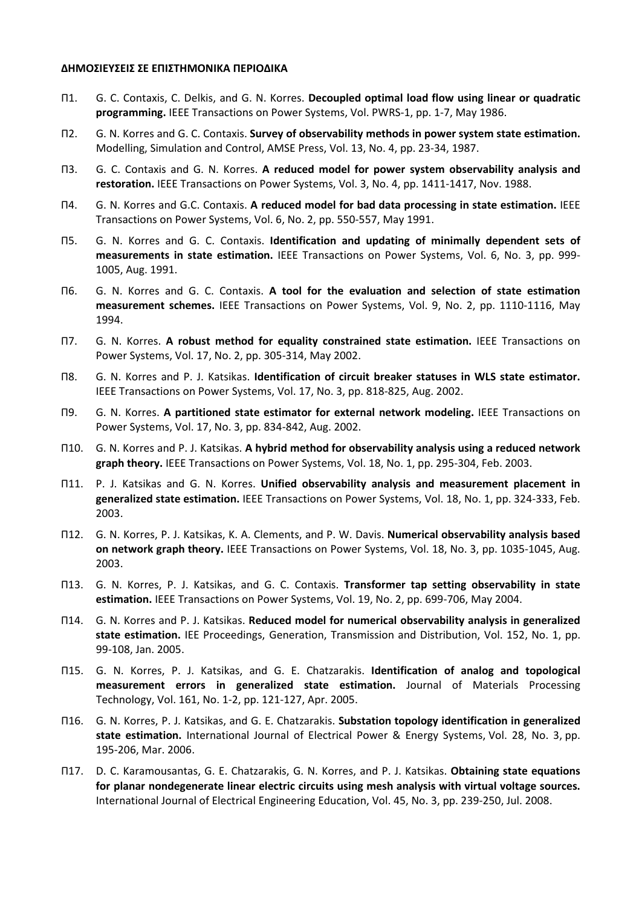**ΔΗΜΟΣΙΕΥΣΕΙΣ ΣΕ ΕΠΙΣΤΗΜΟΝΙΚΑ ΠΕΡΙΟΔΙΚΑ**

Π1. G. C. Contaxis, C. Delkis, and G. N. Korres. **Decoupled optimal load flow using linear or quadratic programming.** IEEE Transactions on Power Systems, Vol. PWRS-1, pp. 1-7, May 1986.

Π2. G. N. Korres and G. C. Contaxis. **Survey of observability methods in power system state estimation.** Modelling, Simulation and Control, AMSE Press, Vol. 13, No. 4, pp. 23-34, 1987.

Π3. G. C. Contaxis and G. N. Korres. **A reduced model for power system observability analysis and restoration.** IEEE Transactions on Power Systems, Vol. 3, No. 4, pp. 1411-1417, Nov. 1988.

Π4. G. N. Korres and G.C. Contaxis. **A reduced model for bad data processing in state estimation.** IEEE Transactions on Power Systems, Vol. 6, No. 2, pp. 550-557, May 1991.

Π5. G. N. Korres and G. C. Contaxis. **Identification and updating of minimally dependent sets of measurements in state estimation.** IEEE Transactions on Power Systems, Vol. 6, No. 3, pp. 999-1005, Aug. 1991.

Π6. G. N. Korres and G. C. Contaxis. **A tool for the evaluation and selection of state estimation measurement schemes.** IEEE Transactions on Power Systems, Vol. 9, No. 2, pp. 1110-1116, May 1994.

Π7. G. N. Korres. **A robust method for equality constrained state estimation.** IEEE Transactions on Power Systems, Vol. 17, No. 2, pp. 305-314, May 2002.

Π8. G. N. Korres and P. J. Katsikas. **Identification of circuit breaker statuses in WLS state estimator.** IEEE Transactions on Power Systems, Vol. 17, No. 3, pp. 818-825, Aug. 2002.

Π9. G. N. Korres. **A partitioned state estimator for external network modeling.** IEEE Transactions on Power Systems, Vol. 17, No. 3, pp. 834-842, Aug. 2002.

Π10. G. N. Korres and P. J. Katsikas. **A hybrid method for observability analysis using a reduced network graph theory.** IEEE Transactions on Power Systems, Vol. 18, No. 1, pp. 295-304, Feb. 2003.

Π11. P. J. Katsikas and G. N. Korres. **Unified observability analysis and measurement placement in generalized state estimation.** IEEE Transactions on Power Systems, Vol. 18, No. 1, pp. 324-333, Feb. 2003.

Π12. G. N. Korres, P. J. Katsikas, K. A. Clements, and P. W. Davis. **Numerical observability analysis based on network graph theory.** IEEE Transactions on Power Systems, Vol. 18, No. 3, pp. 1035-1045, Aug. 2003.

Π13. G. N. Korres, P. J. Katsikas, and G. C. Contaxis. **Transformer tap setting observability in state estimation.** IEEE Transactions on Power Systems, Vol. 19, No. 2, pp. 699-706, May 2004.

Π14. G. N. Korres and P. J. Katsikas. **Reduced model for numerical observability analysis in generalized state estimation.** IEE Proceedings, Generation, Transmission and Distribution, Vol. 152, No. 1, pp. 99-108, Jan. 2005.

Π15. G. N. Korres, P. J. Katsikas, and G. E. Chatzarakis. **Identification of analog and topological measurement errors in generalized state estimation.** Journal of Materials Processing Technology, Vol. 161, No. 1-2, pp. 121-127, Apr. 2005.

Π16. G. N. Korres, P. J. Katsikas, and G. E. Chatzarakis. **Substation topology identification in generalized state estimation.** International Journal of Electrical Power & Energy Systems, Vol. 28, No. 3, pp. 195-206, Mar. 2006.

Π17. D. C. Karamousantas, G. E. Chatzarakis, G. N. Korres, and P. J. Katsikas. **Obtaining state equations for planar nondegenerate linear electric circuits using mesh analysis with virtual voltage sources.** International Journal of Electrical Engineering Education, Vol. 45, No. 3, pp. 239-250, Jul. 2008.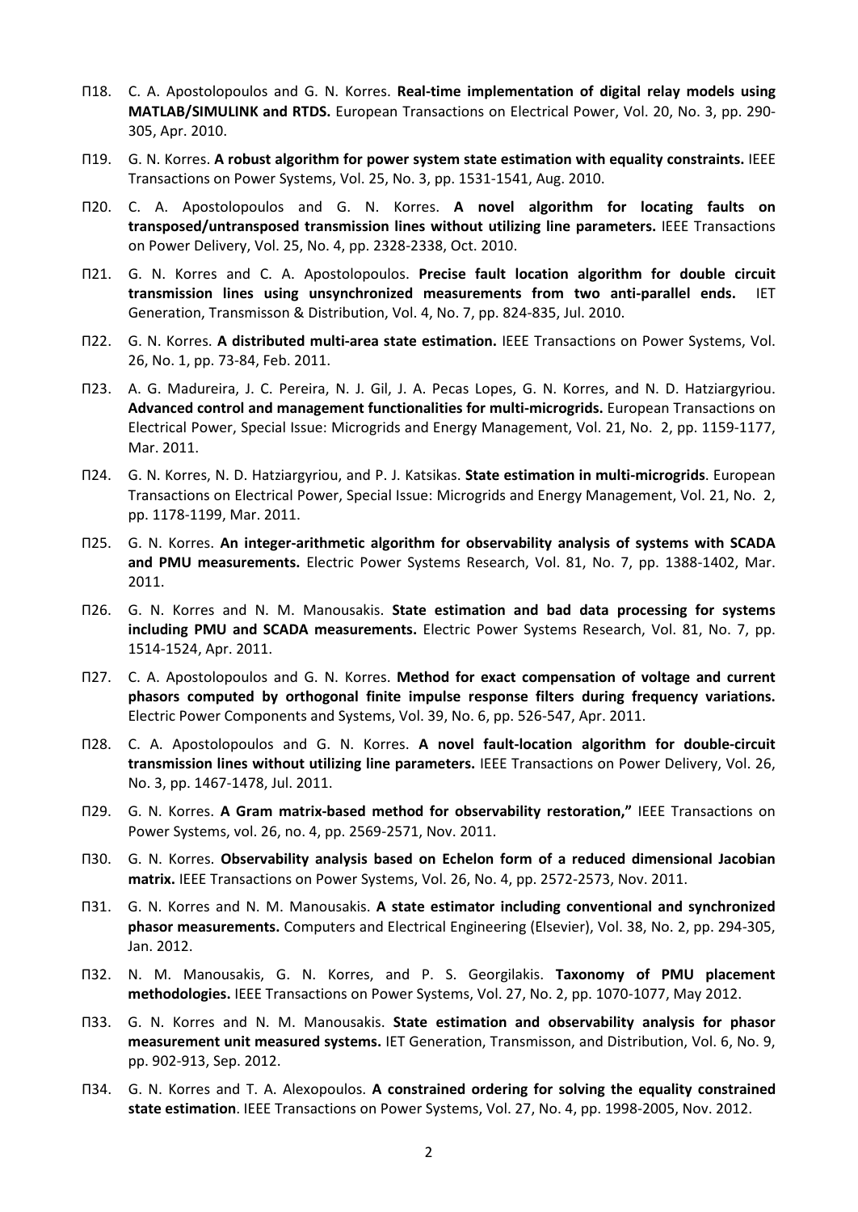Π18. C. A. Apostolopoulos and G. N. Korres. **Real-time implementation of digital relay models using MATLAB/SIMULINK and RTDS.** European Transactions on Electrical Power, Vol. 20, No. 3, pp. 290-305, Apr. 2010.

Π19. G. N. Korres. **A robust algorithm for power system state estimation with equality constraints.** IEEE Transactions on Power Systems, Vol. 25, No. 3, pp. 1531-1541, Aug. 2010.

Π20. C. A. Apostolopoulos and G. N. Korres. **A novel algorithm for locating faults on transposed/untransposed transmission lines without utilizing line parameters.** IEEE Transactions on Power Delivery, Vol. 25, No. 4, pp. 2328-2338, Oct. 2010.

Π21. G. N. Korres and C. A. Apostolopoulos. **Precise fault location algorithm for double circuit transmission lines using unsynchronized measurements from two anti-parallel ends.** IET Generation, Transmisson & Distribution, Vol. 4, No. 7, pp. 824-835, Jul. 2010.

Π22. G. N. Korres. **A distributed multi-area state estimation.** IEEE Transactions on Power Systems, Vol. 26, No. 1, pp. 73-84, Feb. 2011.

Π23. A. G. Madureira, J. C. Pereira, N. J. Gil, J. A. Pecas Lopes, G. N. Korres, and N. D. Hatziargyriou. **Advanced control and management functionalities for multi-microgrids.** European Transactions on Electrical Power, Special Issue: Microgrids and Energy Management, Vol. 21, No. 2, pp. 1159-1177, Mar. 2011.

Π24. G. N. Korres, N. D. Hatziargyriou, and P. J. Katsikas. **State estimation in multi-microgrids**. European Transactions on Electrical Power, Special Issue: Microgrids and Energy Management, Vol. 21, No. 2, pp. 1178-1199, Mar. 2011.

Π25. G. N. Korres. **An integer-arithmetic algorithm for observability analysis of systems with SCADA and PMU measurements.** Electric Power Systems Research, Vol. 81, No. 7, pp. 1388-1402, Mar. 2011.

Π26. G. N. Korres and N. M. Manousakis. **State estimation and bad data processing for systems including PMU and SCADA measurements.** Electric Power Systems Research, Vol. 81, No. 7, pp. 1514-1524, Apr. 2011.

Π27. C. A. Apostolopoulos and G. N. Korres. **Method for exact compensation of voltage and current phasors computed by orthogonal finite impulse response filters during frequency variations.** Electric Power Components and Systems, Vol. 39, No. 6, pp. 526-547, Apr. 2011.

Π28. C. A. Apostolopoulos and G. N. Korres. **A novel fault-location algorithm for double-circuit transmission lines without utilizing line parameters.** IEEE Transactions on Power Delivery, Vol. 26, No. 3, pp. 1467-1478, Jul. 2011.

Π29. G. N. Korres. **A Gram matrix-based method for observability restoration,"** IEEE Transactions on Power Systems, vol. 26, no. 4, pp. 2569-2571, Nov. 2011.

Π30. G. N. Korres. **Observability analysis based on Echelon form of a reduced dimensional Jacobian matrix.** IEEE Transactions on Power Systems, Vol. 26, No. 4, pp. 2572-2573, Nov. 2011.

Π31. G. N. Korres and N. M. Manousakis. **A state estimator including conventional and synchronized phasor measurements.** Computers and Electrical Engineering (Elsevier), Vol. 38, No. 2, pp. 294-305, Jan. 2012.

Π32. N. M. Manousakis, G. N. Korres, and P. S. Georgilakis. **Taxonomy of PMU placement methodologies.** IEEE Transactions on Power Systems, Vol. 27, No. 2, pp. 1070-1077, May 2012.

Π33. G. N. Korres and N. M. Manousakis. **State estimation and observability analysis for phasor measurement unit measured systems.** IET Generation, Transmisson, and Distribution, Vol. 6, No. 9, pp. 902-913, Sep. 2012.

Π34. G. N. Korres and T. A. Alexopoulos. **A constrained ordering for solving the equality constrained state estimation**. IEEE Transactions on Power Systems, Vol. 27, No. 4, pp. 1998-2005, Nov. 2012.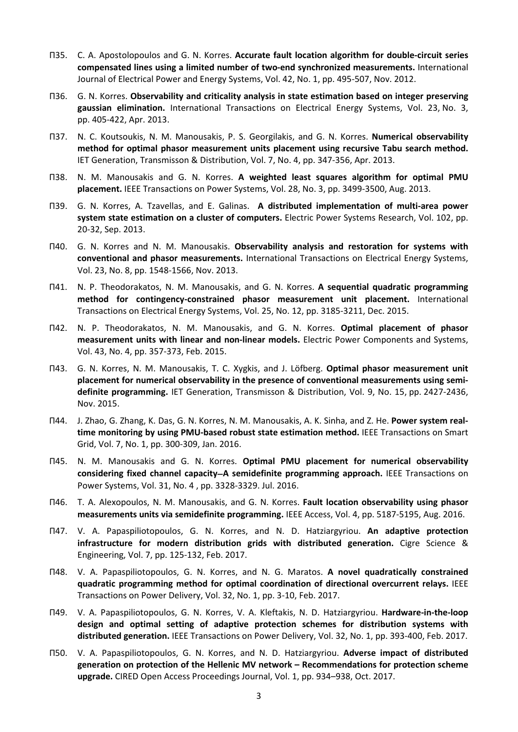Π35. C. A. Apostolopoulos and G. N. Korres. **Accurate fault location algorithm for double-circuit series compensated lines using a limited number of two-end synchronized measurements.** International Journal of Electrical Power and Energy Systems, Vol. 42, No. 1, pp. 495-507, Nov. 2012.

Π36. G. N. Korres. **Observability and criticality analysis in state estimation based on integer preserving gaussian elimination.** International Transactions on Electrical Energy Systems, Vol. 23, No. 3, pp. 405-422, Apr. 2013.

Π37. N. C. Koutsoukis, N. M. Manousakis, P. S. Georgilakis, and G. N. Korres. **Numerical observability method for optimal phasor measurement units placement using recursive Tabu search method.** IET Generation, Transmisson & Distribution, Vol. 7, No. 4, pp. 347-356, Apr. 2013.

Π38. N. M. Manousakis and G. N. Korres. **A weighted least squares algorithm for optimal PMU placement.** IEEE Transactions on Power Systems, Vol. 28, No. 3, pp. 3499-3500, Aug. 2013.

Π39. G. N. Korres, A. Tzavellas, and E. Galinas. **A distributed implementation of multi-area power system state estimation on a cluster of computers.** Electric Power Systems Research, Vol. 102, pp. 20-32, Sep. 2013.

Π40. G. N. Korres and N. M. Manousakis. **Observability analysis and restoration for systems with conventional and phasor measurements.** International Transactions on Electrical Energy Systems, Vol. 23, No. 8, pp. 1548-1566, Nov. 2013.

Π41. N. P. Theodorakatos, N. M. Manousakis, and G. N. Korres. **A sequential quadratic programming method for contingency-constrained phasor measurement unit placement.** International Transactions on Electrical Energy Systems, Vol. 25, No. 12, pp. 3185-3211, Dec. 2015.

Π42. N. P. Theodorakatos, N. M. Manousakis, and G. N. Korres. **Optimal placement of phasor measurement units with linear and non-linear models.** Electric Power Components and Systems, Vol. 43, No. 4, pp. 357-373, Feb. 2015.

Π43. G. N. Korres, N. M. Manousakis, T. C. Xygkis, and J. Löfberg. **Optimal phasor measurement unit placement for numerical observability in the presence of conventional measurements using semi-definite programming.** IET Generation, Transmisson & Distribution, Vol. 9, No. 15, pp. 2427-2436, Nov. 2015.

Π44. J. Zhao, G. Zhang, K. Das, G. N. Korres, N. M. Manousakis, A. K. Sinha, and Z. He. **Power system real-time monitoring by using PMU-based robust state estimation method.** IEEE Transactions on Smart Grid, Vol. 7, No. 1, pp. 300-309, Jan. 2016.

Π45. N. M. Manousakis and G. N. Korres. **Optimal PMU placement for numerical observability considering fixed channel capacity—A semidefinite programming approach.** IEEE Transactions on Power Systems, Vol. 31, No. 4 , pp. 3328-3329. Jul. 2016.

Π46. T. A. Alexopoulos, N. M. Manousakis, and G. N. Korres. **Fault location observability using phasor measurements units via semidefinite programming.** IEEE Access, Vol. 4, pp. 5187-5195, Aug. 2016.

Π47. V. A. Papaspiliotopoulos, G. N. Korres, and N. D. Hatziargyriou. **An adaptive protection infrastructure for modern distribution grids with distributed generation.** Cigre Science & Engineering, Vol. 7, pp. 125-132, Feb. 2017.

Π48. V. A. Papaspiliotopoulos, G. N. Korres, and N. G. Maratos. **A novel quadratically constrained quadratic programming method for optimal coordination of directional overcurrent relays.** IEEE Transactions on Power Delivery, Vol. 32, No. 1, pp. 3-10, Feb. 2017.

Π49. V. A. Papaspiliotopoulos, G. N. Korres, V. A. Kleftakis, N. D. Hatziargyriou. **Hardware-in-the-loop design and optimal setting of adaptive protection schemes for distribution systems with distributed generation.** IEEE Transactions on Power Delivery, Vol. 32, No. 1, pp. 393-400, Feb. 2017.

Π50. V. A. Papaspiliotopoulos, G. N. Korres, and N. D. Hatziargyriou. **Adverse impact of distributed generation on protection of the Hellenic MV network – Recommendations for protection scheme upgrade.** CIRED Open Access Proceedings Journal, Vol. 1, pp. 934–938, Oct. 2017.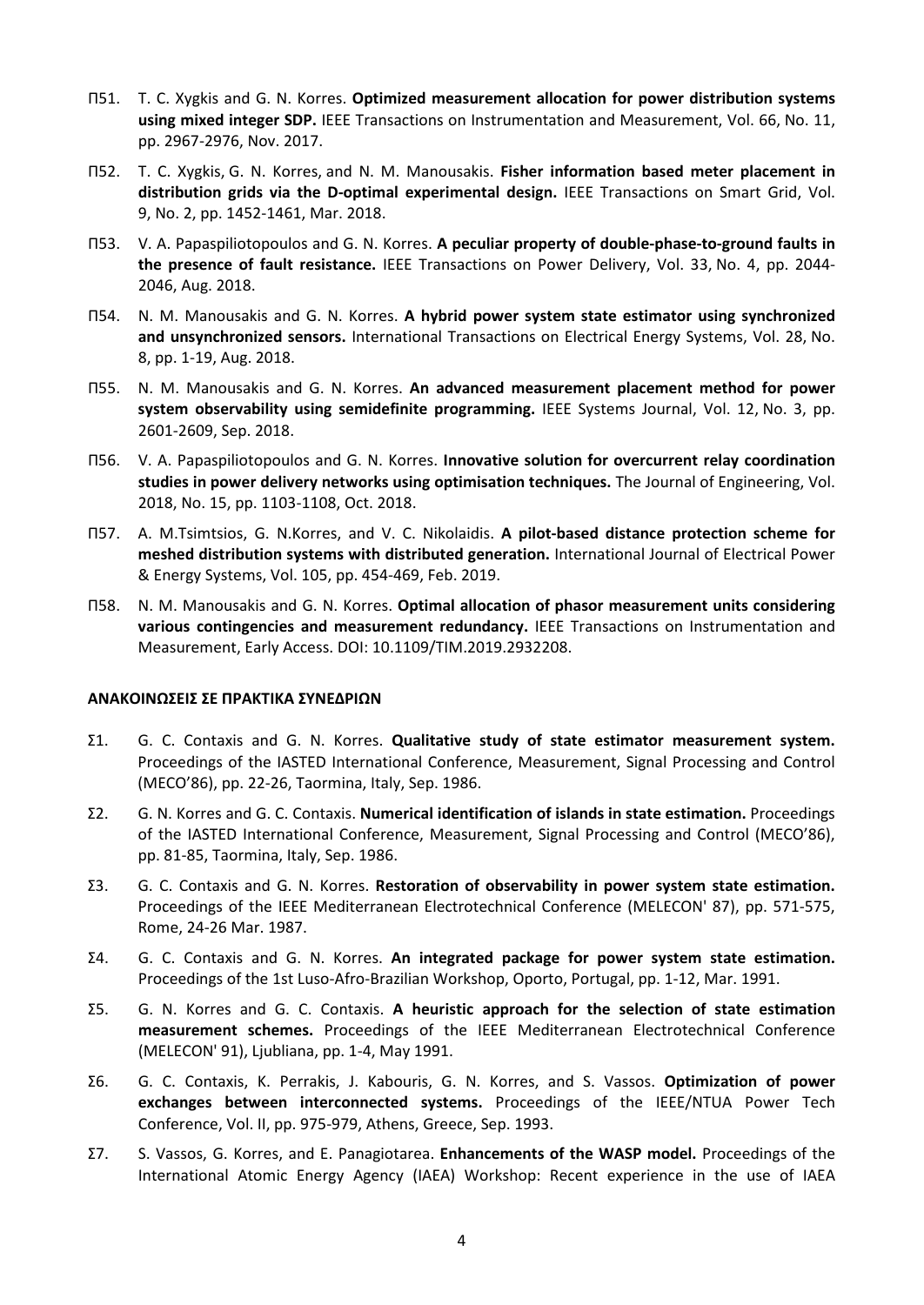Π51. T. C. Xygkis and G. N. Korres. **Optimized measurement allocation for power distribution systems using mixed integer SDP.** IEEE Transactions on Instrumentation and Measurement, Vol. 66, No. 11, pp. 2967-2976, Nov. 2017.

Π52. T. C. Xygkis, G. N. Korres, and N. M. Manousakis. **Fisher information based meter placement in distribution grids via the D-optimal experimental design.** IEEE Transactions on Smart Grid, Vol. 9, No. 2, pp. 1452-1461, Mar. 2018.

Π53. V. A. Papaspiliotopoulos and G. N. Korres. **A peculiar property of double-phase-to-ground faults in the presence of fault resistance.** IEEE Transactions on Power Delivery, Vol. 33, No. 4, pp. 2044-2046, Aug. 2018.

Π54. N. M. Manousakis and G. N. Korres. **A hybrid power system state estimator using synchronized and unsynchronized sensors.** International Transactions on Electrical Energy Systems, Vol. 28, No. 8, pp. 1-19, Aug. 2018.

Π55. N. M. Manousakis and G. N. Korres. **An advanced measurement placement method for power system observability using semidefinite programming.** IEEE Systems Journal, Vol. 12, No. 3, pp. 2601-2609, Sep. 2018.

Π56. V. A. Papaspiliotopoulos and G. N. Korres. **Innovative solution for overcurrent relay coordination studies in power delivery networks using optimisation techniques.** The Journal of Engineering, Vol. 2018, No. 15, pp. 1103-1108, Oct. 2018.

Π57. A. M.Tsimtsios, G. N.Korres, and V. C. Nikolaidis. **A pilot-based distance protection scheme for meshed distribution systems with distributed generation.** International Journal of Electrical Power & Energy Systems, Vol. 105, pp. 454-469, Feb. 2019.

Π58. N. M. Manousakis and G. N. Korres. **Optimal allocation of phasor measurement units considering various contingencies and measurement redundancy.** IEEE Transactions on Instrumentation and Measurement, Early Access. DOI: 10.1109/TIM.2019.2932208.

## ΑΝΑΚΟΙΝΩΣΕΙΣ ΣΕ ΠΡΑΚΤΙΚΑ ΣΥΝΕΔΡΙΩΝ

Σ1. G. C. Contaxis and G. N. Korres. **Qualitative study of state estimator measurement system.** Proceedings of the IASTED International Conference, Measurement, Signal Processing and Control (MECO'86), pp. 22-26, Taormina, Italy, Sep. 1986.

Σ2. G. N. Korres and G. C. Contaxis. **Numerical identification of islands in state estimation.** Proceedings of the IASTED International Conference, Measurement, Signal Processing and Control (MECO'86), pp. 81-85, Taormina, Italy, Sep. 1986.

Σ3. G. C. Contaxis and G. N. Korres. **Restoration of observability in power system state estimation.** Proceedings of the IEEE Mediterranean Electrotechnical Conference (MELECON' 87), pp. 571-575, Rome, 24-26 Mar. 1987.

Σ4. G. C. Contaxis and G. N. Korres. **An integrated package for power system state estimation.** Proceedings of the 1st Luso-Afro-Brazilian Workshop, Oporto, Portugal, pp. 1-12, Mar. 1991.

Σ5. G. N. Korres and G. C. Contaxis. **A heuristic approach for the selection of state estimation measurement schemes.** Proceedings of the IEEE Mediterranean Electrotechnical Conference (MELECON' 91), Ljubliana, pp. 1-4, May 1991.

Σ6. G. C. Contaxis, K. Perrakis, J. Kabouris, G. N. Korres, and S. Vassos. **Optimization of power exchanges between interconnected systems.** Proceedings of the IEEE/NTUA Power Tech Conference, Vol. II, pp. 975-979, Athens, Greece, Sep. 1993.

Σ7. S. Vassos, G. Korres, and E. Panagiotarea. **Enhancements of the WASP model.** Proceedings of the International Atomic Energy Agency (IAEA) Workshop: Recent experience in the use of IAEA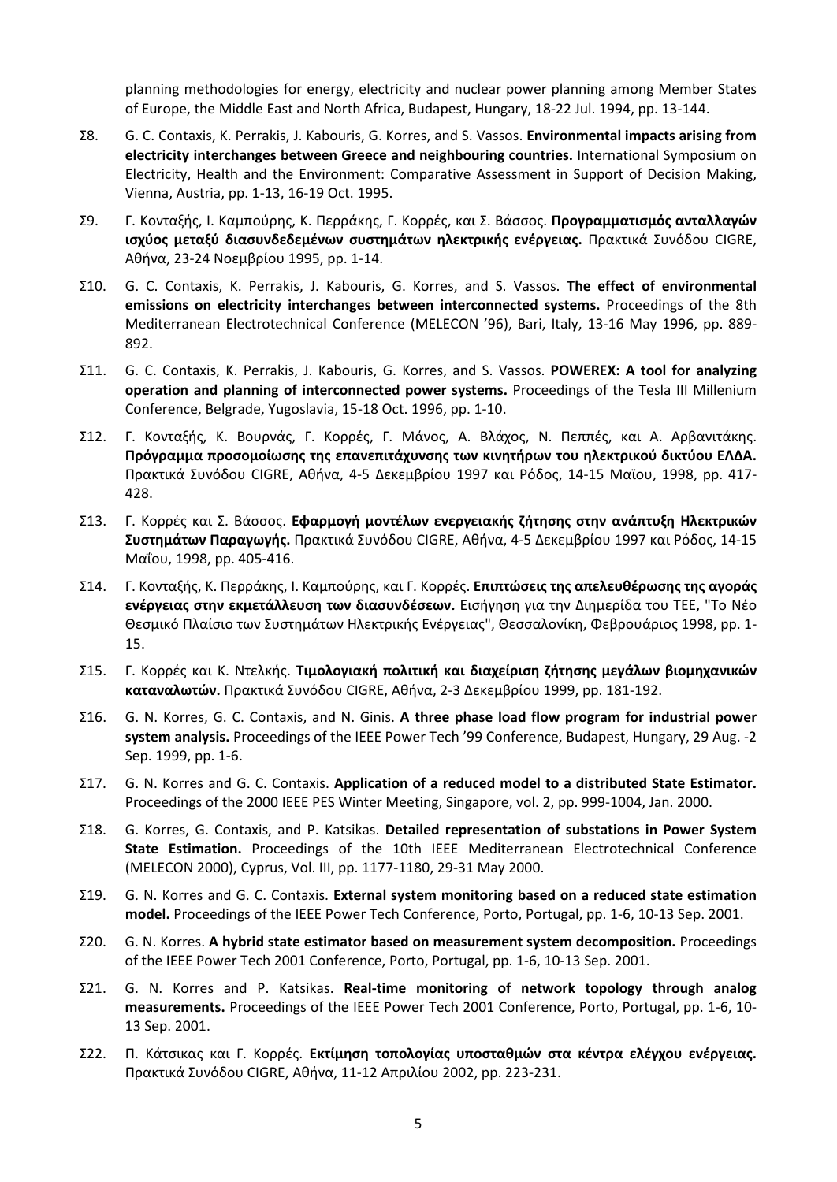planning methodologies for energy, electricity and nuclear power planning among Member States of Europe, the Middle East and North Africa, Budapest, Hungary, 18-22 Jul. 1994, pp. 13-144.

Σ8. G. C. Contaxis, K. Perrakis, J. Kabouris, G. Korres, and S. Vassos. **Environmental impacts arising from electricity interchanges between Greece and neighbouring countries.** International Symposium on Electricity, Health and the Environment: Comparative Assessment in Support of Decision Making, Vienna, Austria, pp. 1-13, 16-19 Oct. 1995.

Σ9. Γ. Κονταξής, Ι. Καμπούρης, Κ. Περράκης, Γ. Κορρές, και Σ. Βάσσος. **Προγραμματισμός ανταλλαγών ισχύος μεταξύ διασυνδεδεμένων συστημάτων ηλεκτρικής ενέργειας.** Πρακτικά Συνόδου CIGRE, Αθήνα, 23-24 Νοεμβρίου 1995, pp. 1-14.

Σ10. G. C. Contaxis, K. Perrakis, J. Kabouris, G. Korres, and S. Vassos. **The effect of environmental emissions on electricity interchanges between interconnected systems.** Proceedings of the 8th Mediterranean Electrotechnical Conference (MELECON '96), Bari, Italy, 13-16 May 1996, pp. 889-892.

Σ11. G. C. Contaxis, K. Perrakis, J. Kabouris, G. Korres, and S. Vassos. **POWEREX: A tool for analyzing operation and planning of interconnected power systems.** Proceedings of the Tesla III Millenium Conference, Belgrade, Yugoslavia, 15-18 Oct. 1996, pp. 1-10.

Σ12. Γ. Κονταξής, Κ. Βουρνάς, Γ. Κορρές, Γ. Μάνος, Α. Βλάχος, Ν. Πεππές, και Α. Αρβανιτάκης. **Πρόγραμμα προσομοίωσης της επανεπιτάχυνσης των κινητήρων του ηλεκτρικού δικτύου ΕΛΔΑ.** Πρακτικά Συνόδου CIGRE, Αθήνα, 4-5 Δεκεμβρίου 1997 και Ρόδος, 14-15 Μαϊου, 1998, pp. 417-428.

Σ13. Γ. Κορρές και Σ. Βάσσος. **Εφαρμογή μοντέλων ενεργειακής ζήτησης στην ανάπτυξη Ηλεκτρικών Συστημάτων Παραγωγής.** Πρακτικά Συνόδου CIGRE, Αθήνα, 4-5 Δεκεμβρίου 1997 και Ρόδος, 14-15 Μαΐου, 1998, pp. 405-416.

Σ14. Γ. Κονταξής, Κ. Περράκης, Ι. Καμπούρης, και Γ. Κορρές. **Επιπτώσεις της απελευθέρωσης της αγοράς ενέργειας στην εκμετάλλευση των διασυνδέσεων.** Εισήγηση για την Διημερίδα του ΤΕΕ, "Το Νέο Θεσμικό Πλαίσιο των Συστημάτων Ηλεκτρικής Ενέργειας", Θεσσαλονίκη, Φεβρουάριος 1998, pp. 1-15.

Σ15. Γ. Κορρές και Κ. Ντελκής. **Τιμολογιακή πολιτική και διαχείριση ζήτησης μεγάλων βιομηχανικών καταναλωτών.** Πρακτικά Συνόδου CIGRE, Αθήνα, 2-3 Δεκεμβρίου 1999, pp. 181-192.

Σ16. G. N. Korres, G. C. Contaxis, and N. Ginis. **A three phase load flow program for industrial power system analysis.** Proceedings of the IEEE Power Tech '99 Conference, Budapest, Hungary, 29 Aug. -2 Sep. 1999, pp. 1-6.

Σ17. G. N. Korres and G. C. Contaxis. **Application of a reduced model to a distributed State Estimator.** Proceedings of the 2000 IEEE PES Winter Meeting, Singapore, vol. 2, pp. 999-1004, Jan. 2000.

Σ18. G. Korres, G. Contaxis, and P. Katsikas. **Detailed representation of substations in Power System State Estimation.** Proceedings of the 10th IEEE Mediterranean Electrotechnical Conference (MELECON 2000), Cyprus, Vol. III, pp. 1177-1180, 29-31 May 2000.

Σ19. G. N. Korres and G. C. Contaxis. **External system monitoring based on a reduced state estimation model.** Proceedings of the IEEE Power Tech Conference, Porto, Portugal, pp. 1-6, 10-13 Sep. 2001.

Σ20. G. N. Korres. **A hybrid state estimator based on measurement system decomposition.** Proceedings of the IEEE Power Tech 2001 Conference, Porto, Portugal, pp. 1-6, 10-13 Sep. 2001.

Σ21. G. N. Korres and P. Katsikas. **Real-time monitoring of network topology through analog measurements.** Proceedings of the IEEE Power Tech 2001 Conference, Porto, Portugal, pp. 1-6, 10-13 Sep. 2001.

Σ22. Π. Κάτσικας και Γ. Κορρές. **Εκτίμηση τοπολογίας υποσταθμών στα κέντρα ελέγχου ενέργειας.** Πρακτικά Συνόδου CIGRE, Αθήνα, 11-12 Απριλίου 2002, pp. 223-231.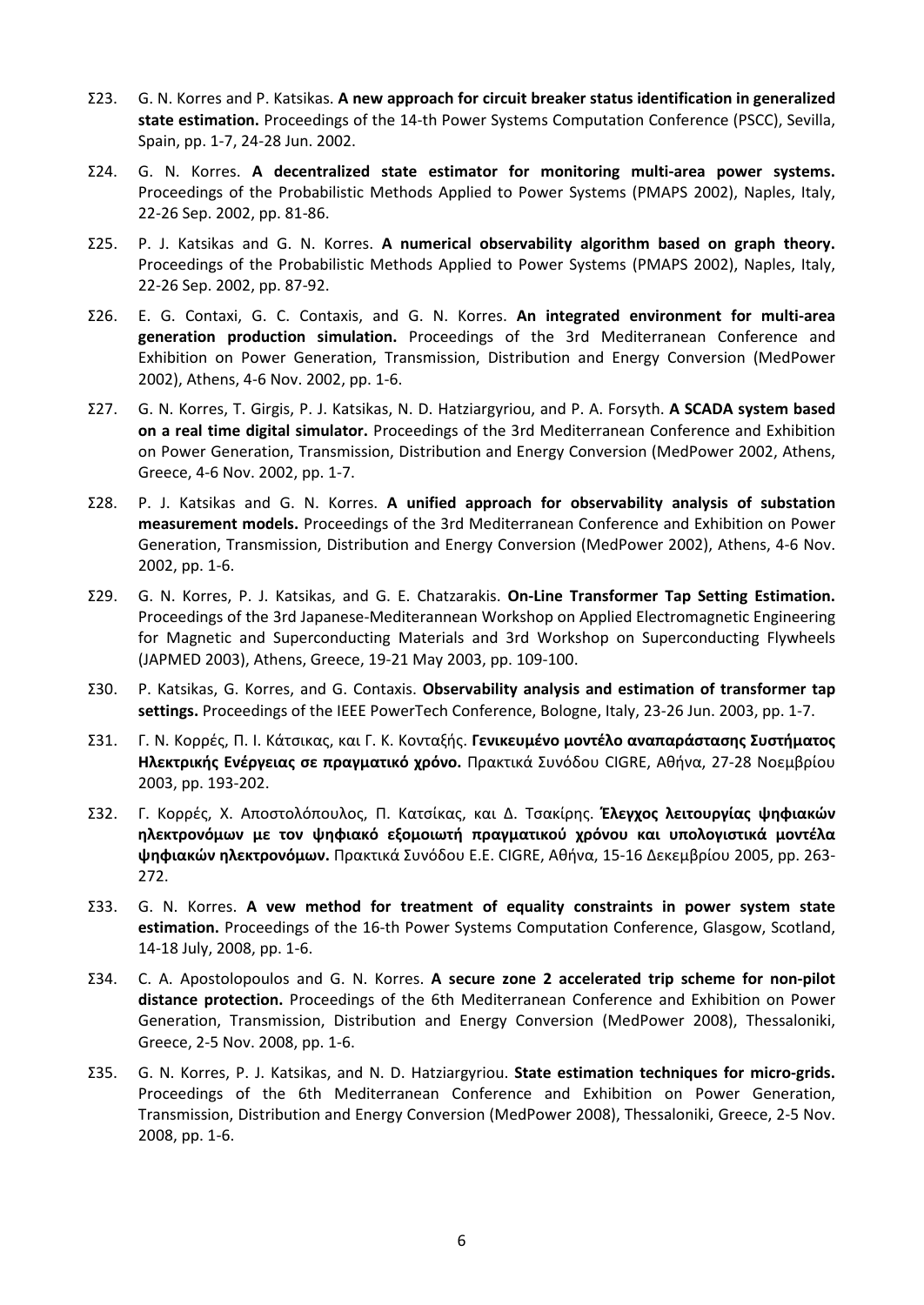Σ23. G. N. Korres and P. Katsikas. **A new approach for circuit breaker status identification in generalized state estimation.** Proceedings of the 14-th Power Systems Computation Conference (PSCC), Sevilla, Spain, pp. 1-7, 24-28 Jun. 2002.

Σ24. G. N. Korres. **A decentralized state estimator for monitoring multi-area power systems.** Proceedings of the Probabilistic Methods Applied to Power Systems (PMAPS 2002), Naples, Italy, 22-26 Sep. 2002, pp. 81-86.

Σ25. P. J. Katsikas and G. N. Korres. **A numerical observability algorithm based on graph theory.** Proceedings of the Probabilistic Methods Applied to Power Systems (PMAPS 2002), Naples, Italy, 22-26 Sep. 2002, pp. 87-92.

Σ26. E. G. Contaxi, G. C. Contaxis, and G. N. Korres. **An integrated environment for multi-area generation production simulation.** Proceedings of the 3rd Mediterranean Conference and Exhibition on Power Generation, Transmission, Distribution and Energy Conversion (MedPower 2002), Athens, 4-6 Nov. 2002, pp. 1-6.

Σ27. G. N. Korres, T. Girgis, P. J. Katsikas, N. D. Hatziargyriou, and P. A. Forsyth. **A SCADA system based on a real time digital simulator.** Proceedings of the 3rd Mediterranean Conference and Exhibition on Power Generation, Transmission, Distribution and Energy Conversion (MedPower 2002, Athens, Greece, 4-6 Nov. 2002, pp. 1-7.

Σ28. P. J. Katsikas and G. N. Korres. **A unified approach for observability analysis of substation measurement models.** Proceedings of the 3rd Mediterranean Conference and Exhibition on Power Generation, Transmission, Distribution and Energy Conversion (MedPower 2002), Athens, 4-6 Nov. 2002, pp. 1-6.

Σ29. G. N. Korres, P. J. Katsikas, and G. E. Chatzarakis. **On-Line Transformer Tap Setting Estimation.** Proceedings of the 3rd Japanese-Mediterannean Workshop on Applied Electromagnetic Engineering for Magnetic and Superconducting Materials and 3rd Workshop on Superconducting Flywheels (JAPMED 2003), Athens, Greece, 19-21 May 2003, pp. 109-100.

Σ30. P. Katsikas, G. Korres, and G. Contaxis. **Observability analysis and estimation of transformer tap settings.** Proceedings of the IEEE PowerTech Conference, Bologne, Italy, 23-26 Jun. 2003, pp. 1-7.

Σ31. Γ. Ν. Κορρές, Π. Ι. Κάτσικας, και Γ. Κ. Κονταξής. **Γενικευμένο μοντέλο αναπαράστασης Συστήματος Ηλεκτρικής Ενέργειας σε πραγματικό χρόνο.** Πρακτικά Συνόδου CIGRE, Αθήνα, 27-28 Νοεμβρίου 2003, pp. 193-202.

Σ32. Γ. Κορρές, Χ. Αποστολόπουλος, Π. Κατσίκας, και Δ. Τσακίρης. **Έλεγχος λειτουργίας ψηφιακών ηλεκτρονόμων με τον ψηφιακό εξομοιωτή πραγματικού χρόνου και υπολογιστικά μοντέλα ψηφιακών ηλεκτρονόμων.** Πρακτικά Συνόδου Ε.Ε. CIGRE, Αθήνα, 15-16 Δεκεμβρίου 2005, pp. 263-272.

Σ33. G. N. Korres. **A vew method for treatment of equality constraints in power system state estimation.** Proceedings of the 16-th Power Systems Computation Conference, Glasgow, Scotland, 14-18 July, 2008, pp. 1-6.

Σ34. C. A. Apostolopoulos and G. N. Korres. **A secure zone 2 accelerated trip scheme for non-pilot distance protection.** Proceedings of the 6th Mediterranean Conference and Exhibition on Power Generation, Transmission, Distribution and Energy Conversion (MedPower 2008), Thessaloniki, Greece, 2-5 Nov. 2008, pp. 1-6.

Σ35. G. N. Korres, P. J. Katsikas, and N. D. Hatziargyriou. **State estimation techniques for micro-grids.** Proceedings of the 6th Mediterranean Conference and Exhibition on Power Generation, Transmission, Distribution and Energy Conversion (MedPower 2008), Thessaloniki, Greece, 2-5 Nov. 2008, pp. 1-6.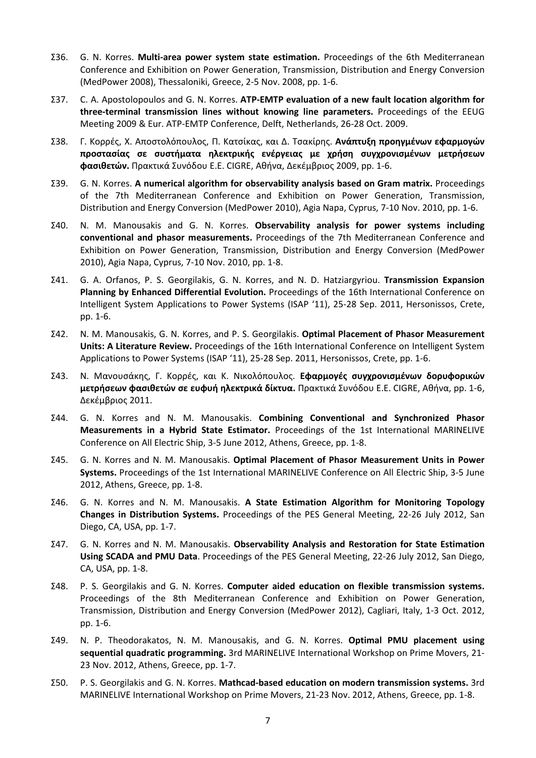Σ36. G. N. Korres. **Multi-area power system state estimation.** Proceedings of the 6th Mediterranean Conference and Exhibition on Power Generation, Transmission, Distribution and Energy Conversion (MedPower 2008), Thessaloniki, Greece, 2-5 Nov. 2008, pp. 1-6.

Σ37. C. A. Apostolopoulos and G. N. Korres. **ATP-EMTP evaluation of a new fault location algorithm for three-terminal transmission lines without knowing line parameters.** Proceedings of the EEUG Meeting 2009 & Eur. ATP-EMTP Conference, Delft, Netherlands, 26-28 Oct. 2009.

Σ38. Γ. Κορρές, Χ. Αποστολόπουλος, Π. Κατσίκας, και Δ. Τσακίρης. **Ανάπτυξη προηγμένων εφαρμογών προστασίας σε συστήματα ηλεκτρικής ενέργειας με χρήση συγχρονισμένων μετρήσεων φασιθετών.** Πρακτικά Συνόδου Ε.Ε. CIGRE, Αθήνα, Δεκέμβριος 2009, pp. 1-6.

Σ39. G. N. Korres. **A numerical algorithm for observability analysis based on Gram matrix.** Proceedings of the 7th Mediterranean Conference and Exhibition on Power Generation, Transmission, Distribution and Energy Conversion (MedPower 2010), Agia Napa, Cyprus, 7-10 Nov. 2010, pp. 1-6.

Σ40. N. M. Manousakis and G. N. Korres. **Observability analysis for power systems including conventional and phasor measurements.** Proceedings of the 7th Mediterranean Conference and Exhibition on Power Generation, Transmission, Distribution and Energy Conversion (MedPower 2010), Agia Napa, Cyprus, 7-10 Nov. 2010, pp. 1-8.

Σ41. G. A. Orfanos, P. S. Georgilakis, G. N. Korres, and N. D. Hatziargyriou. **Transmission Expansion Planning by Enhanced Differential Evolution.** Proceedings of the 16th International Conference on Intelligent System Applications to Power Systems (ISAP '11), 25-28 Sep. 2011, Hersonissos, Crete, pp. 1-6.

Σ42. N. M. Manousakis, G. N. Korres, and P. S. Georgilakis. **Optimal Placement of Phasor Measurement Units: A Literature Review.** Proceedings of the 16th International Conference on Intelligent System Applications to Power Systems (ISAP '11), 25-28 Sep. 2011, Hersonissos, Crete, pp. 1-6.

Σ43. Ν. Μανουσάκης, Γ. Κορρές, και Κ. Νικολόπουλος. **Εφαρμογές συγχρονισμένων δορυφορικών μετρήσεων φασιθετών σε ευφυή ηλεκτρικά δίκτυα.** Πρακτικά Συνόδου Ε.Ε. CIGRE, Αθήνα, pp. 1-6, Δεκέμβριος 2011.

Σ44. G. N. Korres and N. M. Manousakis. **Combining Conventional and Synchronized Phasor Measurements in a Hybrid State Estimator.** Proceedings of the 1st International MARINELIVE Conference on All Electric Ship, 3-5 June 2012, Athens, Greece, pp. 1-8.

Σ45. G. N. Korres and N. M. Manousakis. **Optimal Placement of Phasor Measurement Units in Power Systems.** Proceedings of the 1st International MARINELIVE Conference on All Electric Ship, 3-5 June 2012, Athens, Greece, pp. 1-8.

Σ46. G. N. Korres and N. M. Manousakis. **A State Estimation Algorithm for Monitoring Topology Changes in Distribution Systems.** Proceedings of the PES General Meeting, 22-26 July 2012, San Diego, CA, USA, pp. 1-7.

Σ47. G. N. Korres and N. M. Manousakis. **Observability Analysis and Restoration for State Estimation Using SCADA and PMU Data**. Proceedings of the PES General Meeting, 22-26 July 2012, San Diego, CA, USA, pp. 1-8.

Σ48. P. S. Georgilakis and G. N. Korres. **Computer aided education on flexible transmission systems.** Proceedings of the 8th Mediterranean Conference and Exhibition on Power Generation, Transmission, Distribution and Energy Conversion (MedPower 2012), Cagliari, Italy, 1-3 Oct. 2012, pp. 1-6.

Σ49. N. P. Theodorakatos, N. M. Manousakis, and G. N. Korres. **Optimal PMU placement using sequential quadratic programming.** 3rd MARINELIVE International Workshop on Prime Movers, 21-23 Nov. 2012, Athens, Greece, pp. 1-7.

Σ50. P. S. Georgilakis and G. N. Korres. **Mathcad-based education on modern transmission systems.** 3rd MARINELIVE International Workshop on Prime Movers, 21-23 Nov. 2012, Athens, Greece, pp. 1-8.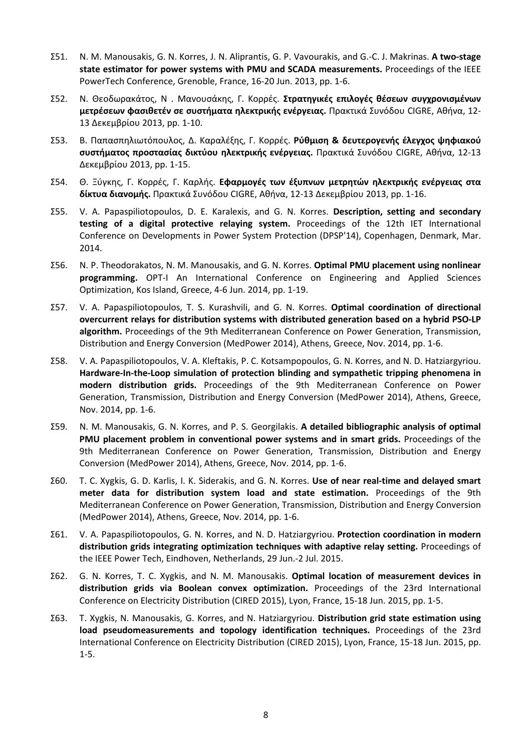Σ51. N. M. Manousakis, G. N. Korres, J. N. Aliprantis, G. P. Vavourakis, and G.-C. J. Makrinas. **A two-stage state estimator for power systems with PMU and SCADA measurements.** Proceedings of the IEEE PowerTech Conference, Grenoble, France, 16-20 Jun. 2013, pp. 1-6.

Σ52. Ν. Θεοδωρακάτος, Ν . Μανουσάκης, Γ. Κορρές. **Στρατηγικές επιλογές θέσεων συγχρονισμένων μετρέσεων φασιθετέν σε συστήματα ηλεκτρικής ενέργειας.** Πρακτικά Συνόδου CIGRE, Αθήνα, 12-13 Δεκεμβρίου 2013, pp. 1-10.

Σ53. Β. Παπασπηλιωτόπουλος, Δ. Καραλέξης, Γ. Κορρές. **Ρύθμιση & δευτερογενής έλεγχος ψηφιακού συστήματος προστασίας δικτύου ηλεκτρικής ενέργειας.** Πρακτικά Συνόδου CIGRE, Αθήνα, 12-13 Δεκεμβρίου 2013, pp. 1-15.

Σ54. Θ. Ξύγκης, Γ. Κορρές, Γ. Καρλής. **Εφαρμογές των έξυπνων μετρητών ηλεκτρικής ενέργειας στα δίκτυα διανομής.** Πρακτικά Συνόδου CIGRE, Αθήνα, 12-13 Δεκεμβρίου 2013, pp. 1-16.

Σ55. V. A. Papaspiliotopoulos, D. E. Karalexis, and G. N. Korres. **Description, setting and secondary testing of a digital protective relaying system.** Proceedings of the 12th IET International Conference on Developments in Power System Protection (DPSP'14), Copenhagen, Denmark, Mar. 2014.

Σ56. N. P. Theodorakatos, N. M. Manousakis, and G. N. Korres. **Optimal PMU placement using nonlinear programming.** OPT-I An International Conference on Engineering and Applied Sciences Optimization, Kos Island, Greece, 4-6 Jun. 2014, pp. 1-19.

Σ57. V. A. Papaspiliotopoulos, T. S. Kurashvili, and G. N. Korres. **Optimal coordination of directional overcurrent relays for distribution systems with distributed generation based on a hybrid PSO-LP algorithm.** Proceedings of the 9th Mediterranean Conference on Power Generation, Transmission, Distribution and Energy Conversion (MedPower 2014), Athens, Greece, Nov. 2014, pp. 1-6.

Σ58. V. A. Papaspiliotopoulos, V. A. Kleftakis, P. C. Kotsampopoulos, G. N. Korres, and N. D. Hatziargyriou. **Hardware-In-the-Loop simulation of protection blinding and sympathetic tripping phenomena in modern distribution grids.** Proceedings of the 9th Mediterranean Conference on Power Generation, Transmission, Distribution and Energy Conversion (MedPower 2014), Athens, Greece, Nov. 2014, pp. 1-6.

Σ59. N. M. Manousakis, G. N. Korres, and P. S. Georgilakis. **A detailed bibliographic analysis of optimal PMU placement problem in conventional power systems and in smart grids.** Proceedings of the 9th Mediterranean Conference on Power Generation, Transmission, Distribution and Energy Conversion (MedPower 2014), Athens, Greece, Nov. 2014, pp. 1-6.

Σ60. T. C. Xygkis, G. D. Karlis, I. K. Siderakis, and G. N. Korres. **Use of near real-time and delayed smart meter data for distribution system load and state estimation.** Proceedings of the 9th Mediterranean Conference on Power Generation, Transmission, Distribution and Energy Conversion (MedPower 2014), Athens, Greece, Nov. 2014, pp. 1-6.

Σ61. V. A. Papaspiliotopoulos, G. N. Korres, and N. D. Hatziargyriou. **Protection coordination in modern distribution grids integrating optimization techniques with adaptive relay setting.** Proceedings of the IEEE Power Tech, Eindhoven, Netherlands, 29 Jun.-2 Jul. 2015.

Σ62. G. N. Korres, T. C. Xygkis, and N. M. Manousakis. **Optimal location of measurement devices in distribution grids via Boolean convex optimization.** Proceedings of the 23rd International Conference on Electricity Distribution (CIRED 2015), Lyon, France, 15-18 Jun. 2015, pp. 1-5.

Σ63. T. Xygkis, N. Manousakis, G. Korres, and N. Hatziargyriou. **Distribution grid state estimation using load pseudomeasurements and topology identification techniques.** Proceedings of the 23rd International Conference on Electricity Distribution (CIRED 2015), Lyon, France, 15-18 Jun. 2015, pp. 1-5.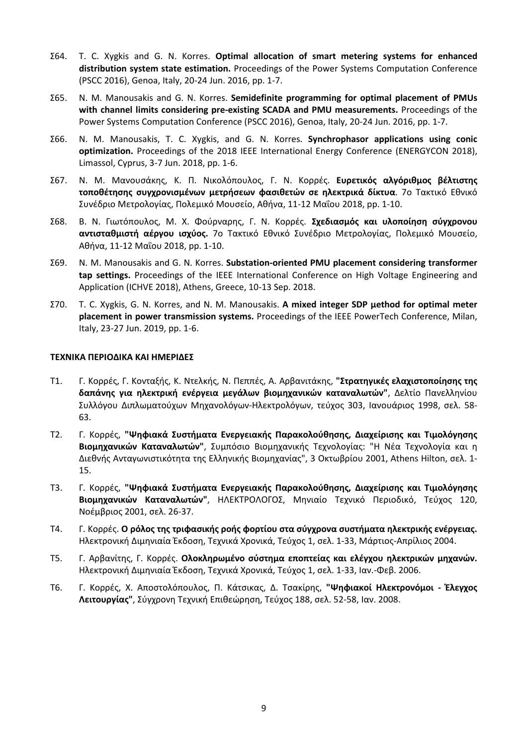Σ64. T. C. Xygkis and G. N. Korres. **Optimal allocation of smart metering systems for enhanced distribution system state estimation.** Proceedings of the Power Systems Computation Conference (PSCC 2016), Genoa, Italy, 20-24 Jun. 2016, pp. 1-7.

Σ65. N. M. Manousakis and G. N. Korres. **Semidefinite programming for optimal placement of PMUs with channel limits considering pre-existing SCADA and PMU measurements.** Proceedings of the Power Systems Computation Conference (PSCC 2016), Genoa, Italy, 20-24 Jun. 2016, pp. 1-7.

Σ66. N. M. Manousakis, T. C. Xygkis, and G. N. Korres. **Synchrophasor applications using conic optimization.** Proceedings of the 2018 IEEE International Energy Conference (ENERGYCON 2018), Limassol, Cyprus, 3-7 Jun. 2018, pp. 1-6.

Σ67. Ν. Μ. Μανουσάκης, Κ. Π. Νικολόπουλος, Γ. Ν. Κορρές. **Ευρετικός αλγόριθμος βέλτιστης τοποθέτησης συγχρονισμένων μετρήσεων φασιθετών σε ηλεκτρικά δίκτυα**. 7ο Τακτικό Εθνικό Συνέδριο Μετρολογίας, Πολεμικό Μουσείο, Αθήνα, 11-12 Μαΐου 2018, pp. 1-10.

Σ68. Β. Ν. Γιωτόπουλος, Μ. Χ. Φούρναρης, Γ. Ν. Κορρές. **Σχεδιασμός και υλοποίηση σύγχρονου αντισταθμιστή αέργου ισχύος.** 7ο Τακτικό Εθνικό Συνέδριο Μετρολογίας, Πολεμικό Μουσείο, Αθήνα, 11-12 Μαΐου 2018, pp. 1-10.

Σ69. N. M. Manousakis and G. N. Korres. **Substation-oriented PMU placement considering transformer tap settings.** Proceedings of the IEEE International Conference on High Voltage Engineering and Application (ICHVE 2018), Athens, Greece, 10-13 Sep. 2018.

Σ70. T. C. Xygkis, G. N. Korres, and N. M. Manousakis. **A mixed integer SDP μethod for optimal meter placement in power transmission systems.** Proceedings of the IEEE PowerTech Conference, Milan, Italy, 23-27 Jun. 2019, pp. 1-6.

**ΤΕΧΝΙΚΑ ΠΕΡΙΟΔΙΚΑ ΚΑΙ ΗΜΕΡΙΔΕΣ**

Τ1. Γ. Κορρές, Γ. Κονταξής, Κ. Ντελκής, Ν. Πεππές, Α. Αρβανιτάκης, **"Στρατηγικές ελαχιστοποίησης της δαπάνης για ηλεκτρική ενέργεια μεγάλων βιομηχανικών καταναλωτών"**, Δελτίο Πανελληνίου Συλλόγου Διπλωματούχων Μηχανολόγων-Ηλεκτρολόγων, τεύχος 303, Ιανουάριος 1998, σελ. 58-63.

Τ2. Γ. Κορρές, **"Ψηφιακά Συστήματα Ενεργειακής Παρακολούθησης, Διαχείρισης και Τιμολόγησης Βιομηχανικών Καταναλωτών"**, Συμπόσιο Βιομηχανικής Τεχνολογίας: "Η Νέα Τεχνολογία και η Διεθνής Ανταγωνιστικότητα της Ελληνικής Βιομηχανίας", 3 Οκτωβρίου 2001, Athens Hilton, σελ. 1-15.

Τ3. Γ. Κορρές, **"Ψηφιακά Συστήματα Ενεργειακής Παρακολούθησης, Διαχείρισης και Τιμολόγησης Βιομηχανικών Καταναλωτών"**, ΗΛΕΚΤΡΟΛΟΓΟΣ, Μηνιαίο Τεχνικό Περιοδικό, Τεύχος 120, Νοέμβριος 2001, σελ. 26-37.

Τ4. Γ. Κορρές. **Ο ρόλος της τριφασικής ροής φορτίου στα σύγχρονα συστήματα ηλεκτρικής ενέργειας.** Ηλεκτρονική Διμηνιαία Έκδοση, Τεχνικά Χρονικά, Τεύχος 1, σελ. 1-33, Μάρτιος-Απρίλιος 2004.

Τ5. Γ. Αρβανίτης, Γ. Κορρές. **Ολοκληρωμένο σύστημα εποπτείας και ελέγχου ηλεκτρικών μηχανών.** Ηλεκτρονική Διμηνιαία Έκδοση, Τεχνικά Χρονικά, Τεύχος 1, σελ. 1-33, Ιαν.-Φεβ. 2006.

Τ6. Γ. Κορρές, Χ. Αποστολόπουλος, Π. Κάτσικας, Δ. Τσακίρης, **"Ψηφιακοί Ηλεκτρονόμοι - Έλεγχος Λειτουργίας"**, Σύγχρονη Τεχνική Επιθεώρηση, Τεύχος 188, σελ. 52-58, Ιαν. 2008.